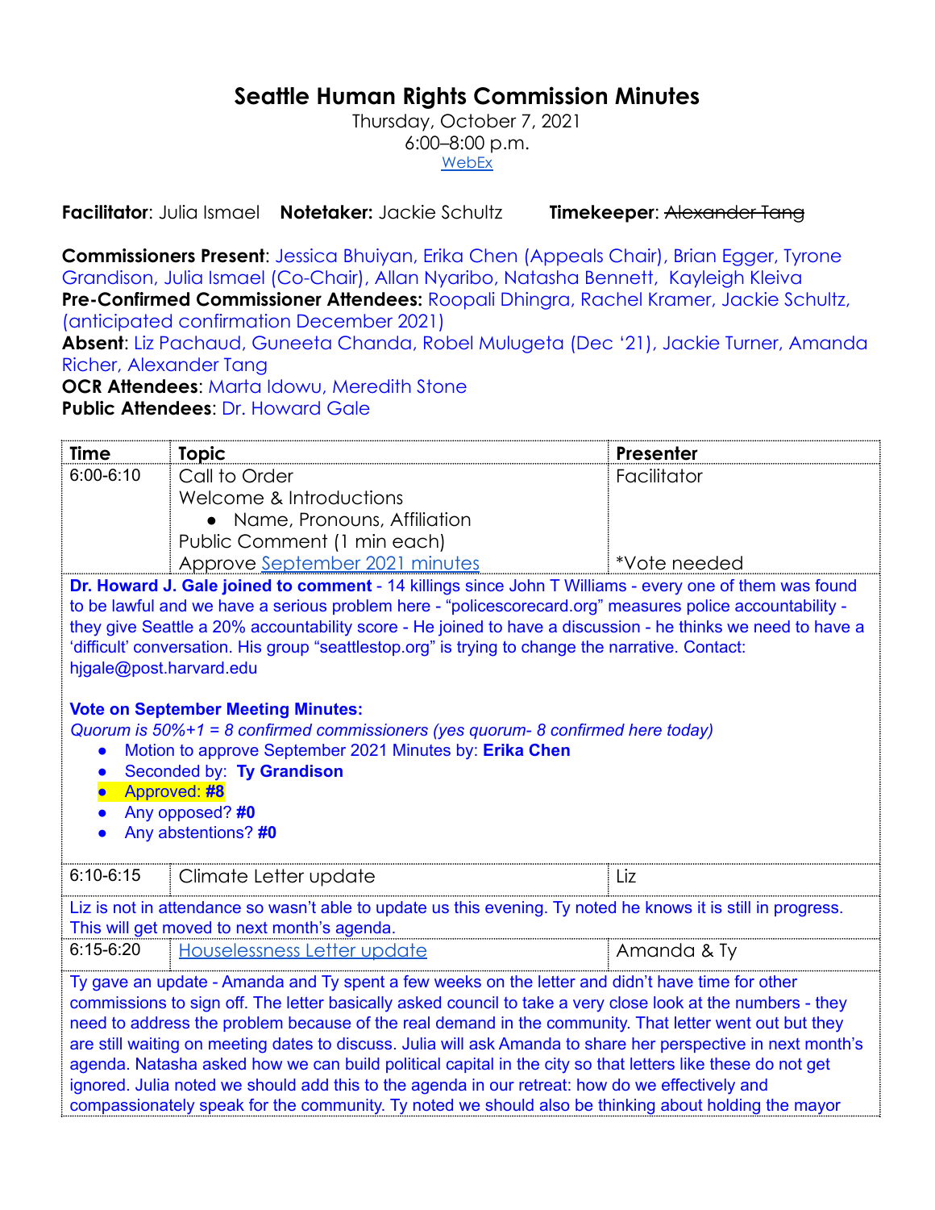# Seattle Human Rights Commission Minutes

Thursday, October 7, 2021
6:00–8:00 p.m.
WebEx

**Facilitator**: Julia Ismael **Notetaker:** Jackie Schultz **Timekeeper**: ~~Alexander Tang~~

**Commissioners Present**: Jessica Bhuiyan, Erika Chen (Appeals Chair), Brian Egger, Tyrone Grandison, Julia Ismael (Co-Chair), Allan Nyaribo, Natasha Bennett, Kayleigh Kleiva
**Pre-Confirmed Commissioner Attendees:** Roopali Dhingra, Rachel Kramer, Jackie Schultz, (anticipated confirmation December 2021)
**Absent**: Liz Pachaud, Guneeta Chanda, Robel Mulugeta (Dec '21), Jackie Turner, Amanda Richer, Alexander Tang
**OCR Attendees**: Marta Idowu, Meredith Stone
**Public Attendees**: Dr. Howard Gale

| Time | Topic | Presenter |
|---|---|---|
| 6:00-6:10 | Call to Order<br>Welcome & Introductions<br>• Name, Pronouns, Affiliation<br>Public Comment (1 min each)<br>Approve September 2021 minutes | Facilitator<br><br><br><br>*Vote needed |

**Dr. Howard J. Gale joined to comment** - 14 killings since John T Williams - every one of them was found to be lawful and we have a serious problem here - "policescorecard.org" measures police accountability - they give Seattle a 20% accountability score - He joined to have a discussion - he thinks we need to have a 'difficult' conversation. His group "seattlestop.org" is trying to change the narrative. Contact: hjgale@post.harvard.edu

**Vote on September Meeting Minutes:**
*Quorum is 50%+1 = 8 confirmed commissioners (yes quorum- 8 confirmed here today)*

- Motion to approve September 2021 Minutes by: **Erika Chen**
- Seconded by: **Ty Grandison**
- Approved: **#8**
- Any opposed? **#0**
- Any abstentions? **#0**

| Time | Topic | Presenter |
|---|---|---|
| 6:10-6:15 | Climate Letter update | Liz |

Liz is not in attendance so wasn't able to update us this evening. Ty noted he knows it is still in progress. This will get moved to next month's agenda.

| Time | Topic | Presenter |
|---|---|---|
| 6:15-6:20 | Houselessness Letter update | Amanda & Ty |

Ty gave an update - Amanda and Ty spent a few weeks on the letter and didn't have time for other commissions to sign off. The letter basically asked council to take a very close look at the numbers - they need to address the problem because of the real demand in the community. That letter went out but they are still waiting on meeting dates to discuss. Julia will ask Amanda to share her perspective in next month's agenda. Natasha asked how we can build political capital in the city so that letters like these do not get ignored. Julia noted we should add this to the agenda in our retreat: how do we effectively and compassionately speak for the community. Ty noted we should also be thinking about holding the mayor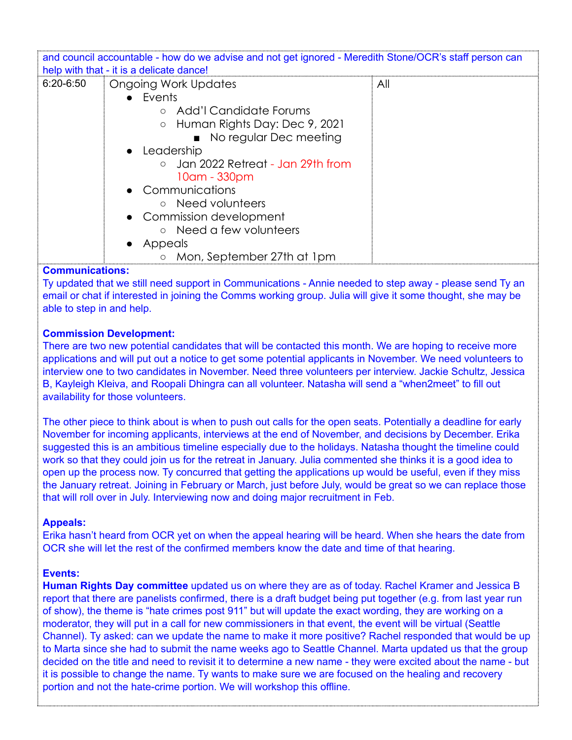and council accountable - how do we advise and not get ignored - Meredith Stone/OCR's staff person can help with that - it is a delicate dance!

| 6:20-6:50 | Ongoing Work Updates<br>• Events<br>  ○ Add'l Candidate Forums<br>  ○ Human Rights Day: Dec 9, 2021<br>    ■ No regular Dec meeting<br>• Leadership<br>  ○ Jan 2022 Retreat - Jan 29th from 10am - 330pm<br>• Communications<br>  ○ Need volunteers<br>• Commission development<br>  ○ Need a few volunteers<br>• Appeals<br>  ○ Mon, September 27th at 1pm | All |
|---|---|---|

**Communications:**
Ty updated that we still need support in Communications - Annie needed to step away - please send Ty an email or chat if interested in joining the Comms working group. Julia will give it some thought, she may be able to step in and help.

**Commission Development:**
There are two new potential candidates that will be contacted this month. We are hoping to receive more applications and will put out a notice to get some potential applicants in November. We need volunteers to interview one to two candidates in November. Need three volunteers per interview. Jackie Schultz, Jessica B, Kayleigh Kleiva, and Roopali Dhingra can all volunteer. Natasha will send a "when2meet" to fill out availability for those volunteers.

The other piece to think about is when to push out calls for the open seats. Potentially a deadline for early November for incoming applicants, interviews at the end of November, and decisions by December. Erika suggested this is an ambitious timeline especially due to the holidays. Natasha thought the timeline could work so that they could join us for the retreat in January. Julia commented she thinks it is a good idea to open up the process now. Ty concurred that getting the applications up would be useful, even if they miss the January retreat. Joining in February or March, just before July, would be great so we can replace those that will roll over in July. Interviewing now and doing major recruitment in Feb.

**Appeals:**
Erika hasn't heard from OCR yet on when the appeal hearing will be heard. When she hears the date from OCR she will let the rest of the confirmed members know the date and time of that hearing.

**Events:**
**Human Rights Day committee** updated us on where they are as of today. Rachel Kramer and Jessica B report that there are panelists confirmed, there is a draft budget being put together (e.g. from last year run of show), the theme is "hate crimes post 911" but will update the exact wording, they are working on a moderator, they will put in a call for new commissioners in that event, the event will be virtual (Seattle Channel). Ty asked: can we update the name to make it more positive? Rachel responded that would be up to Marta since she had to submit the name weeks ago to Seattle Channel. Marta updated us that the group decided on the title and need to revisit it to determine a new name - they were excited about the name - but it is possible to change the name. Ty wants to make sure we are focused on the healing and recovery portion and not the hate-crime portion. We will workshop this offline.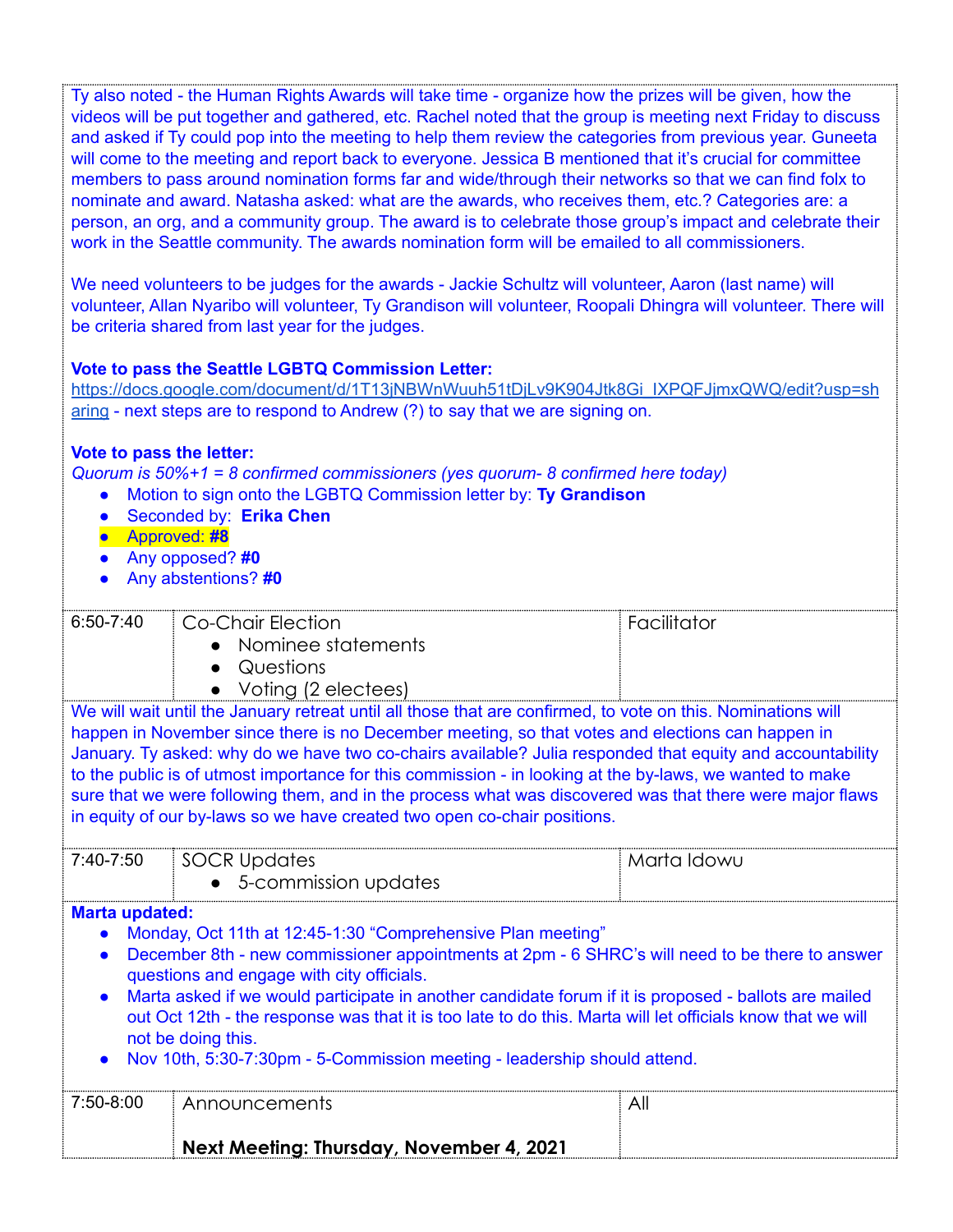Ty also noted - the Human Rights Awards will take time - organize how the prizes will be given, how the videos will be put together and gathered, etc. Rachel noted that the group is meeting next Friday to discuss and asked if Ty could pop into the meeting to help them review the categories from previous year. Guneeta will come to the meeting and report back to everyone. Jessica B mentioned that it's crucial for committee members to pass around nomination forms far and wide/through their networks so that we can find folx to nominate and award. Natasha asked: what are the awards, who receives them, etc.? Categories are: a person, an org, and a community group. The award is to celebrate those group's impact and celebrate their work in the Seattle community. The awards nomination form will be emailed to all commissioners.

We need volunteers to be judges for the awards - Jackie Schultz will volunteer, Aaron (last name) will volunteer, Allan Nyaribo will volunteer, Ty Grandison will volunteer, Roopali Dhingra will volunteer. There will be criteria shared from last year for the judges.

**Vote to pass the Seattle LGBTQ Commission Letter:**
https://docs.google.com/document/d/1T13jNBWnWuuh51tDjLv9K904Jtk8Gi_IXPQFJjmxQWQ/edit?usp=sharing - next steps are to respond to Andrew (?) to say that we are signing on.

**Vote to pass the letter:**
*Quorum is 50%+1 = 8 confirmed commissioners (yes quorum- 8 confirmed here today)*

- Motion to sign onto the LGBTQ Commission letter by: **Ty Grandison**
- Seconded by: **Erika Chen**
- Approved: **#8**
- Any opposed? **#0**
- Any abstentions? **#0**

| 6:50-7:40 | Co-Chair Election<br>• Nominee statements<br>• Questions<br>• Voting (2 electees) | Facilitator |
|---|---|---|

We will wait until the January retreat until all those that are confirmed, to vote on this. Nominations will happen in November since there is no December meeting, so that votes and elections can happen in January. Ty asked: why do we have two co-chairs available? Julia responded that equity and accountability to the public is of utmost importance for this commission - in looking at the by-laws, we wanted to make sure that we were following them, and in the process what was discovered was that there were major flaws in equity of our by-laws so we have created two open co-chair positions.

| 7:40-7:50 | SOCR Updates<br>• 5-commission updates | Marta Idowu |
|---|---|---|

**Marta updated:**

- Monday, Oct 11th at 12:45-1:30 "Comprehensive Plan meeting"
- December 8th - new commissioner appointments at 2pm - 6 SHRC's will need to be there to answer questions and engage with city officials.
- Marta asked if we would participate in another candidate forum if it is proposed - ballots are mailed out Oct 12th - the response was that it is too late to do this. Marta will let officials know that we will not be doing this.
- Nov 10th, 5:30-7:30pm - 5-Commission meeting - leadership should attend.

| 7:50-8:00 | Announcements<br><br>**Next Meeting: Thursday, November 4, 2021** | All |
|---|---|---|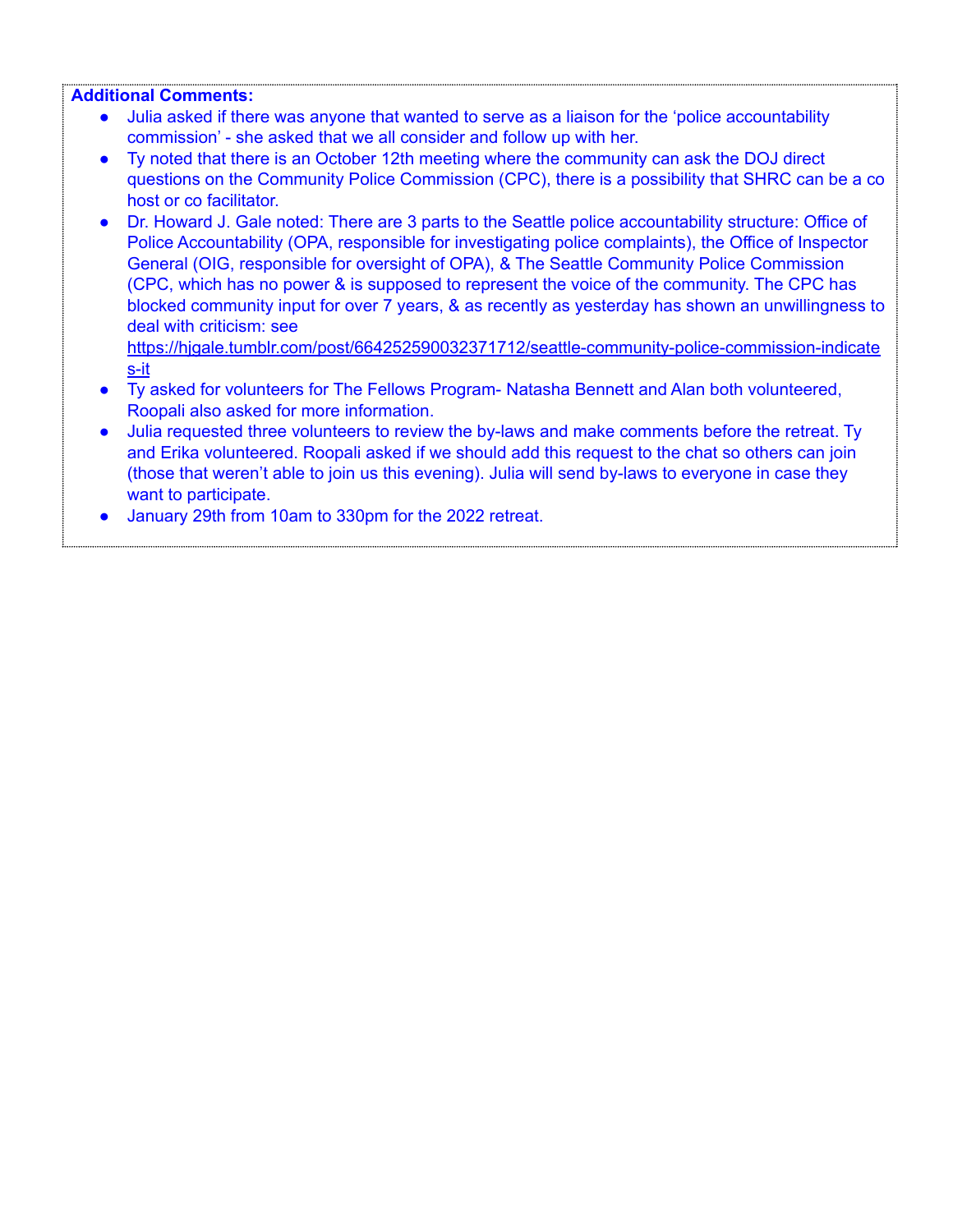**Additional Comments:**

- Julia asked if there was anyone that wanted to serve as a liaison for the 'police accountability commission' - she asked that we all consider and follow up with her.
- Ty noted that there is an October 12th meeting where the community can ask the DOJ direct questions on the Community Police Commission (CPC), there is a possibility that SHRC can be a co host or co facilitator.
- Dr. Howard J. Gale noted: There are 3 parts to the Seattle police accountability structure: Office of Police Accountability (OPA, responsible for investigating police complaints), the Office of Inspector General (OIG, responsible for oversight of OPA), & The Seattle Community Police Commission (CPC, which has no power & is supposed to represent the voice of the community. The CPC has blocked community input for over 7 years, & as recently as yesterday has shown an unwillingness to deal with criticism: see https://hjgale.tumblr.com/post/664252590032371712/seattle-community-police-commission-indicates-it
- Ty asked for volunteers for The Fellows Program- Natasha Bennett and Alan both volunteered, Roopali also asked for more information.
- Julia requested three volunteers to review the by-laws and make comments before the retreat. Ty and Erika volunteered. Roopali asked if we should add this request to the chat so others can join (those that weren't able to join us this evening). Julia will send by-laws to everyone in case they want to participate.
- January 29th from 10am to 330pm for the 2022 retreat.